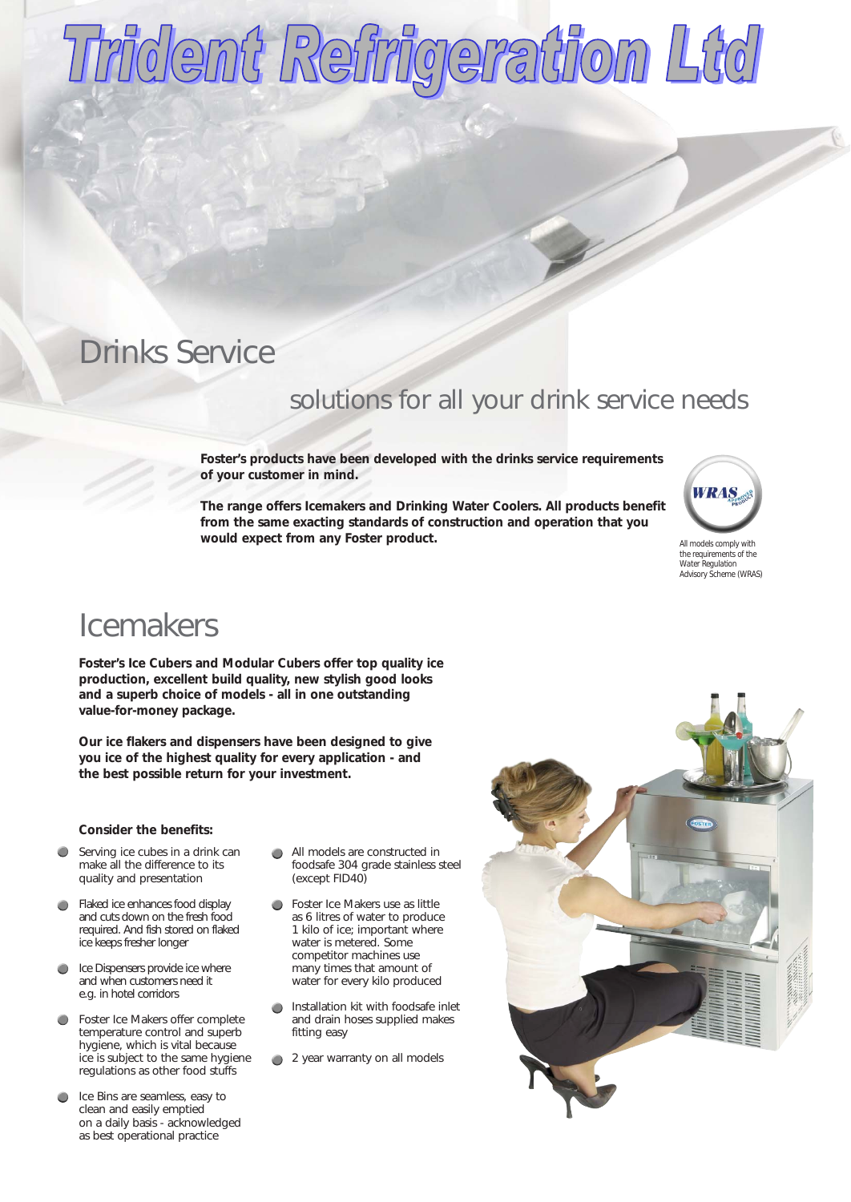# Trident Refrigeration Ltd

## Drinks Service

### solutions for all your drink service needs

**Foster's products have been developed with the drinks service requirements of your customer in mind.**

**The range offers Icemakers and Drinking Water Coolers. All products benefit from the same exacting standards of construction and operation that you would expect from any Foster product.**

All models comply with the requirements of the Water Regulation Advisory Scheme (WRAS)

## Icemakers

**Foster's Ice Cubers and Modular Cubers offer top quality ice production, excellent build quality, new stylish good looks and a superb choice of models - all in one outstanding value-for-money package.**

**Our ice flakers and dispensers have been designed to give you ice of the highest quality for every application - and the best possible return for your investment.**

**Consider the benefits:**

- Serving ice cubes in a drink can make all the difference to its quality and presentation
- Flaked ice enhances food display and cuts down on the fresh food required. And fish stored on flaked ice keeps fresher longer
- Ice Dispensers provide ice where and when customers need it e.g. in hotel corridors
- Foster Ice Makers offer complete temperature control and superb hygiene, which is vital because ice is subject to the same hygiene regulations as other food stuffs
- Ice Bins are seamless, easy to clean and easily emptied on a daily basis - acknowledged as best operational practice
- All models are constructed in foodsafe 304 grade stainless steel (except FID40)
- Foster Ice Makers use as little as 6 litres of water to produce 1 kilo of ice; important where water is metered. Some competitor machines use many times that amount of water for every kilo produced
- Installation kit with foodsafe inlet and drain hoses supplied makes fitting easy
- 2 year warranty on all models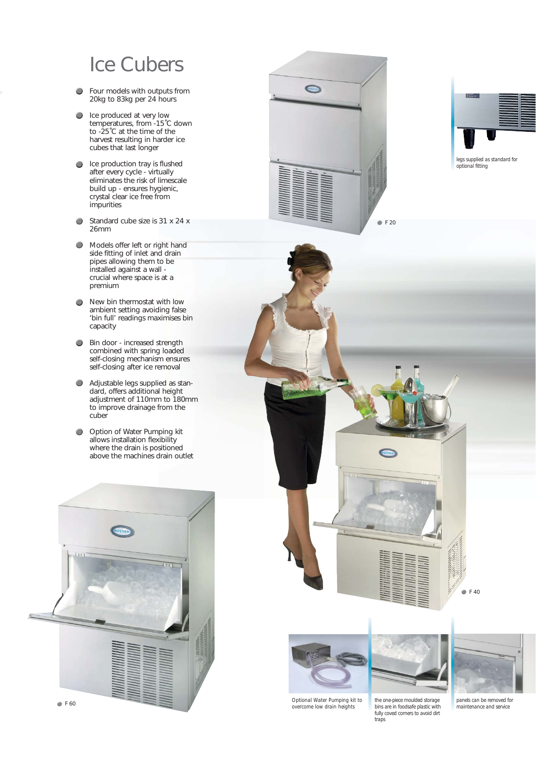# Ice Cubers

- Four models with outputs from 20kg to 83kg per 24 hours
- Ice produced at very low temperatures, from -15˚C down to -25˚C at the time of the harvest resulting in harder ice cubes that last longer
- Ice production tray is flushed after every cycle - virtually eliminates the risk of limescale build up - ensures hygienic, crystal clear ice free from impurities
- Standard cube size is 31 x 24 x 26mm
- Models offer left or right hand side fitting of inlet and drain pipes allowing them to be installed against a wall - crucial where space is at a premium
- New bin thermostat with low ambient setting avoiding false 'bin full' readings maximises bin capacity
- Bin door - increased strength combined with spring loaded self-closing mechanism ensures self-closing after ice removal
- Adjustable legs supplied as standard, offers additional height adjustment of 110mm to 180mm to improve drainage from the cuber
- Option of Water Pumping kit allows installation flexibility where the drain is positioned above the machines drain outlet

F 20

legs supplied as standard for optional fitting

F 40

F 60

Optional Water Pumping kit to overcome low drain heights

the one-piece moulded storage bins are in foodsafe plastic with fully coved corners to avoid dirt traps

panels can be removed for maintenance and service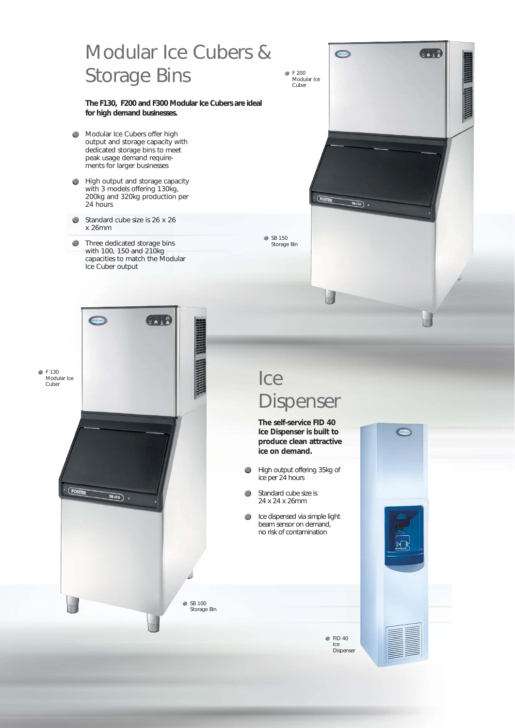# Modular Ice Cubers & Storage Bins

**The F130, F200 and F300 Modular Ice Cubers are ideal for high demand businesses.**

- Modular Ice Cubers offer high output and storage capacity with dedicated storage bins to meet peak usage demand requirements for larger businesses
- High output and storage capacity with 3 models offering 130kg, 200kg and 320kg production per 24 hours
- Standard cube size is 26 x 26 x 26mm
- Three dedicated storage bins with 100, 150 and 210kg capacities to match the Modular Ice Cuber output

F 200 Modular Ice Cuber

SB 150 Storage Bin

F 130 Modular Ice Cuber

SB 100 Storage Bin

# Ice Dispenser

**The self-service FID 40 Ice Dispenser is built to produce clean attractive ice on demand.**

- High output offering 35kg of ice per 24 hours
- Standard cube size is 24 x 24 x 26mm
- Ice dispensed via simple light beam sensor on demand, no risk of contamination

FID 40 Ice Dispenser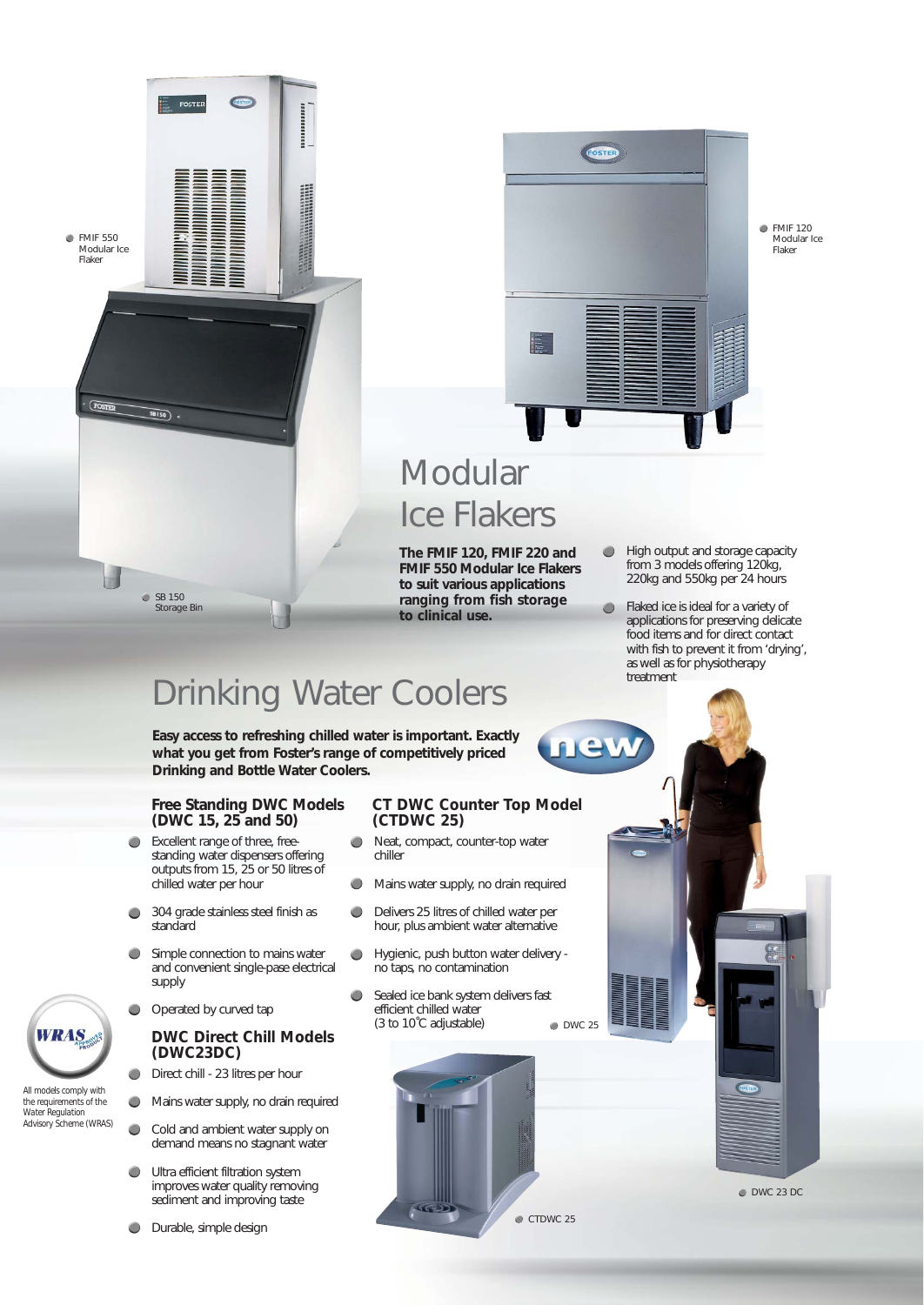FMIF 550 Modular Ice Flaker

FMIF 120 Modular Ice Flaker

SB 150 Storage Bin

# Modular Ice Flakers

**The FMIF 120, FMIF 220 and FMIF 550 Modular Ice Flakers to suit various applications ranging from fish storage to clinical use.**

- High output and storage capacity from 3 models offering 120kg, 220kg and 550kg per 24 hours
- Flaked ice is ideal for a variety of applications for preserving delicate food items and for direct contact with fish to prevent it from 'drying', as well as for physiotherapy treatment

# Drinking Water Coolers

**Easy access to refreshing chilled water is important. Exactly what you get from Foster's range of competitively priced Drinking and Bottle Water Coolers.**

new

### Free Standing DWC Models (DWC 15, 25 and 50)

- Excellent range of three, free-standing water dispensers offering outputs from 15, 25 or 50 litres of chilled water per hour
- 304 grade stainless steel finish as standard
- Simple connection to mains water and convenient single-pase electrical supply
- Operated by curved tap

### DWC Direct Chill Models (DWC23DC)

- Direct chill - 23 litres per hour
- Mains water supply, no drain required
- Cold and ambient water supply on demand means no stagnant water
- Ultra efficient filtration system improves water quality removing sediment and improving taste
- Durable, simple design

### CT DWC Counter Top Model (CTDWC 25)

- Neat, compact, counter-top water chiller
- Mains water supply, no drain required
- Delivers 25 litres of chilled water per hour, plus ambient water alternative
- Hygienic, push button water delivery - no taps, no contamination
- Sealed ice bank system delivers fast efficient chilled water (3 to 10˚C adjustable)

DWC 25

CTDWC 25

DWC 23 DC

WRAS Approved Product

All models comply with the requirements of the Water Regulation Advisory Scheme (WRAS)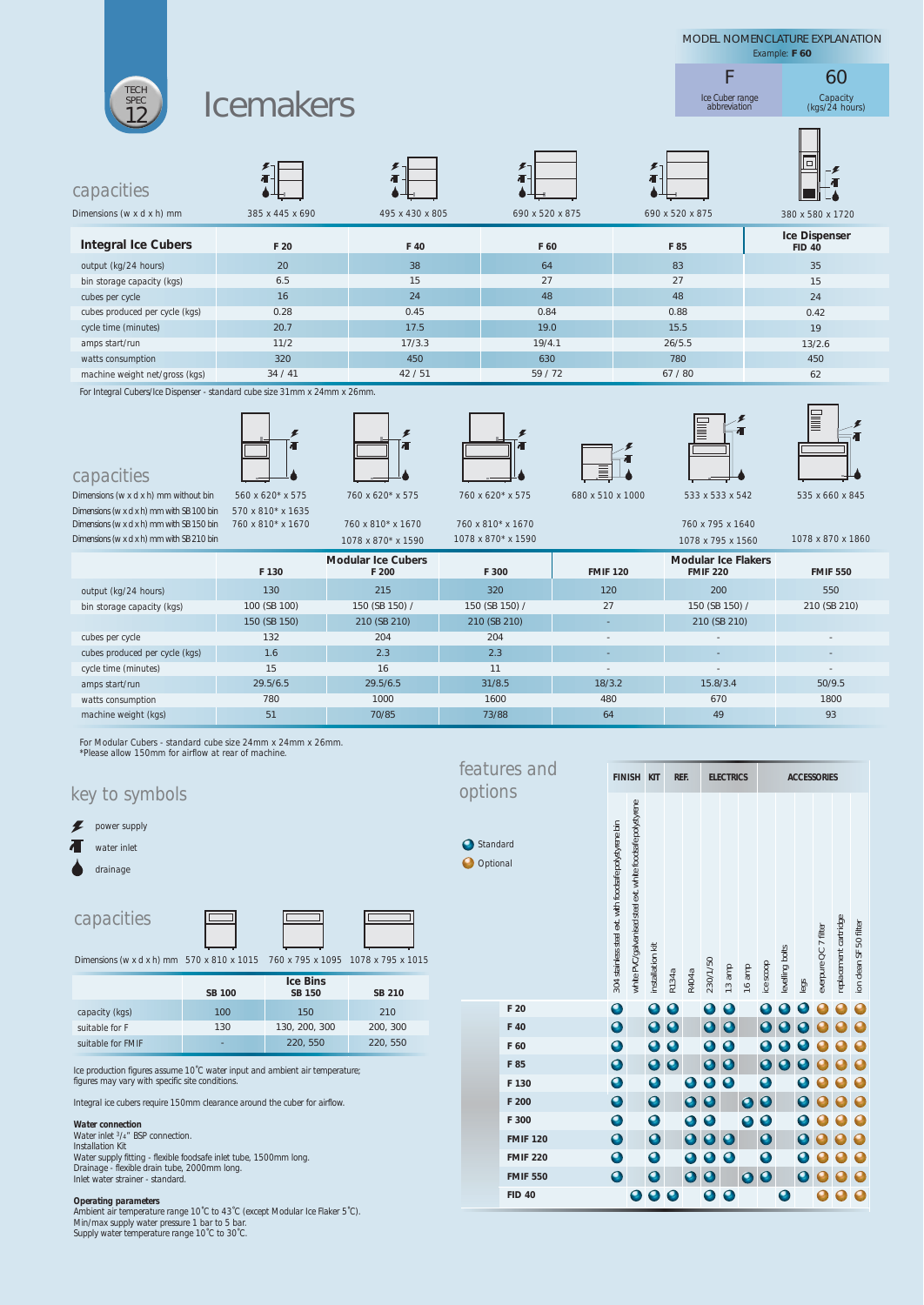# Icemakers

TECH SPEC 12

**MODEL NOMENCLATURE EXPLANATION**
Example: **F 60**

| F | 60 |
|---|---|
| Ice Cuber range abbreviation | Capacity (kgs/24 hours) |

## capacities

| Dimensions (w x d x h) mm | 385 x 445 x 690 | 495 x 430 x 805 | 690 x 520 x 875 | 690 x 520 x 875 | 380 x 580 x 1720 |
|---|---|---|---|---|---|
| **Integral Ice Cubers** | **F 20** | **F 40** | **F 60** | **F 85** | **Ice Dispenser FID 40** |
| output (kg/24 hours) | 20 | 38 | 64 | 83 | 35 |
| bin storage capacity (kgs) | 6.5 | 15 | 27 | 27 | 15 |
| cubes per cycle | 16 | 24 | 48 | 48 | 24 |
| cubes produced per cycle (kgs) | 0.28 | 0.45 | 0.84 | 0.88 | 0.42 |
| cycle time (minutes) | 20.7 | 17.5 | 19.0 | 15.5 | 19 |
| amps start/run | 11/2 | 17/3.3 | 19/4.1 | 26/5.5 | 13/2.6 |
| watts consumption | 320 | 450 | 630 | 780 | 450 |
| machine weight net/gross (kgs) | 34 / 41 | 42 / 51 | 59 / 72 | 67 / 80 | 62 |

For Integral Cubers/Ice Dispenser - standard cube size 31mm x 24mm x 26mm.

## capacities

| | F 130 | F 200 | F 300 | FMIF 120 | FMIF 220 | FMIF 550 |
|---|---|---|---|---|---|---|
| | Modular Ice Cubers | | | Modular Ice Flakers | | |
| Dimensions (w x d x h) mm without bin | 560 x 620* x 575 | 760 x 620* x 575 | 760 x 620* x 575 | 680 x 510 x 1000 | 533 x 533 x 542 | 535 x 660 x 845 |
| Dimensions (w x d x h) mm with SB 100 bin | 570 x 810* x 1635 | | | | | |
| Dimensions (w x d x h) mm with SB 150 bin | 760 x 810* x 1670 | 760 x 810* x 1670 | 760 x 810* x 1670 | | 760 x 795 x 1640 | |
| Dimensions (w x d x h) mm with SB 210 bin | | 1078 x 870* x 1590 | 1078 x 870* x 1590 | | 1078 x 795 x 1560 | 1078 x 870 x 1860 |
| output (kg/24 hours) | 130 | 215 | 320 | 120 | 200 | 550 |
| bin storage capacity (kgs) | 100 (SB 100) | 150 (SB 150) / | 150 (SB 150) / | 27 | 150 (SB 150) / | 210 (SB 210) |
| | 150 (SB 150) | 210 (SB 210) | 210 (SB 210) | - | 210 (SB 210) | |
| cubes per cycle | 132 | 204 | 204 | - | - | - |
| cubes produced per cycle (kgs) | 1.6 | 2.3 | 2.3 | - | - | - |
| cycle time (minutes) | 15 | 16 | 11 | - | - | - |
| amps start/run | 29.5/6.5 | 29.5/6.5 | 31/8.5 | 18/3.2 | 15.8/3.4 | 50/9.5 |
| watts consumption | 780 | 1000 | 1600 | 480 | 670 | 1800 |
| machine weight (kgs) | 51 | 70/85 | 73/88 | 64 | 49 | 93 |

For Modular Cubers - standard cube size 24mm x 24mm x 26mm.
*Please allow 150mm for airflow at rear of machine.

## key to symbols

- power supply
- water inlet
- drainage

## capacities

| Dimensions (w x d x h) mm | 570 x 810 x 1015 | 760 x 795 x 1095 | 1078 x 795 x 1015 |
|---|---|---|---|
| | **SB 100** | **Ice Bins SB 150** | **SB 210** |
| capacity (kgs) | 100 | 150 | 210 |
| suitable for F | 130 | 130, 200, 300 | 200, 300 |
| suitable for FMIF | - | 220, 550 | 220, 550 |

Ice production figures assume 10˚C water input and ambient air temperature; figures may vary with specific site conditions.

Integral ice cubers require 150mm clearance around the cuber for airflow.

**Water connection**
Water inlet ³/₄" BSP connection.
Installation Kit
Water supply fitting - flexible foodsafe inlet tube, 1500mm long.
Drainage - flexible drain tube, 2000mm long.
Inlet water strainer - standard.

**Operating parameters**
Ambient air temperature range 10˚C to 43˚C (except Modular Ice Flaker 5˚C).
Min/max supply water pressure 1 bar to 5 bar.
Supply water temperature range 10˚C to 30˚C.

## features and options

● Standard (S)
● Optional (O)

| | FINISH | | KIT | REF. | | ELECTRICS | | | ACCESSORIES | | | | | |
|---|---|---|---|---|---|---|---|---|---|---|---|---|---|---|
| | 304 stainless steel ext. with foodsafe polystyrene bin | white PVC/galvanised steel ext. white foodsafe polystyrene | installation kit | R134a | R404a | 230/1/50 | 13 amp | 16 amp | ice scoop | levelling bolts | legs | everpure QC 7 filter | replacement cartridge | ion clean SF 50 filter |
| **F 20** | S | | S | S | | S | S | | S | S | S | O | O | O |
| **F 40** | S | | S | S | | S | S | | S | S | S | O | O | O |
| **F 60** | S | | S | S | | S | S | | S | S | S | O | O | O |
| **F 85** | S | | S | S | | S | S | | S | S | S | O | O | O |
| **F 130** | S | | S | | S | S | S | | S | | S | O | O | O |
| **F 200** | S | | S | | S | S | | S | S | | S | O | O | O |
| **F 300** | S | | S | | S | S | | S | S | | S | O | O | O |
| **FMIF 120** | S | | S | | S | S | S | | S | | S | O | O | O |
| **FMIF 220** | S | | S | | S | S | S | | S | | S | O | O | O |
| **FMIF 550** | S | | S | | S | S | | S | S | | S | O | O | O |
| **FID 40** | | S | S | S | | S | S | | | S | | O | O | O |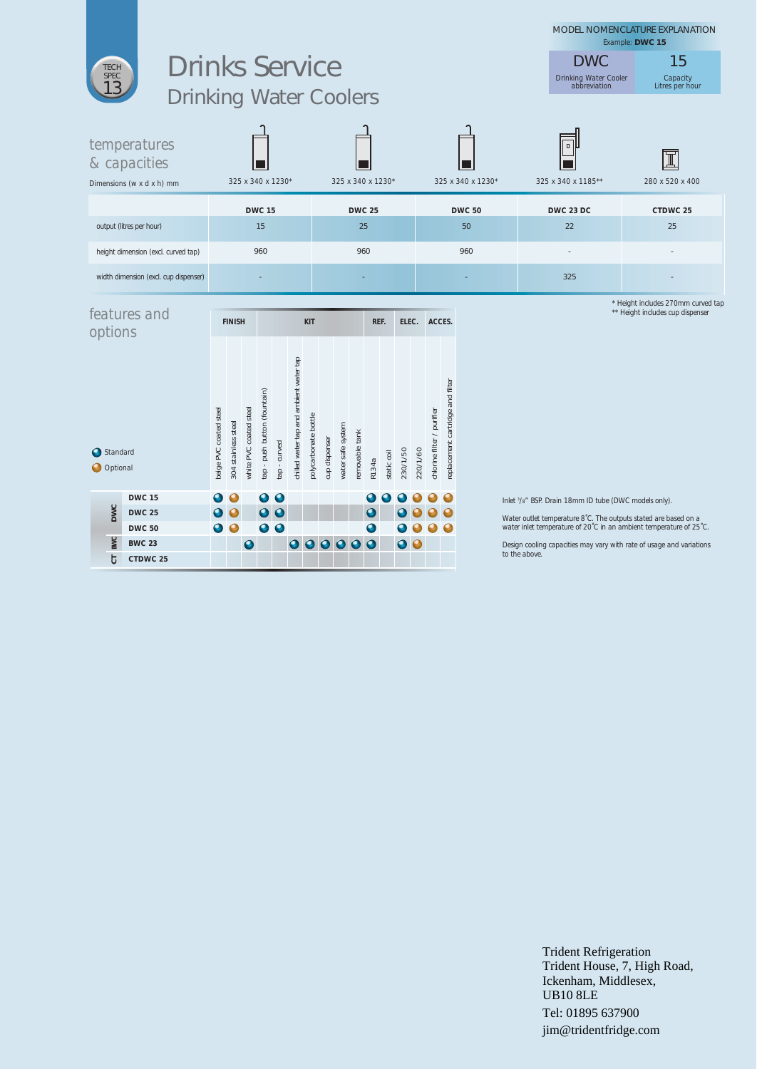# Drinks Service

## Drinking Water Coolers

TECH SPEC 13

**MODEL NOMENCLATURE EXPLANATION**

Example: **DWC 15**

| DWC | 15 |
|---|---|
| Drinking Water Cooler abbreviation | Capacity Litres per hour |

## temperatures & capacities

| Dimensions (w x d x h) mm | 325 x 340 x 1230* | 325 x 340 x 1230* | 325 x 340 x 1230* | 325 x 340 x 1185** | 280 x 520 x 400 |
|---|---|---|---|---|---|
| | **DWC 15** | **DWC 25** | **DWC 50** | **DWC 23 DC** | **CTDWC 25** |
| output (litres per hour) | 15 | 25 | 50 | 22 | 25 |
| height dimension (excl. curved tap) | 960 | 960 | 960 | - | - |
| width dimension (excl. cup dispenser) | - | - | - | 325 | - |

\* Height includes 270mm curved tap
\*\* Height includes cup dispenser

## features and options

S = Standard
O = Optional

| | | FINISH | | | KIT | | | | | | | REF. | | ELEC. | | ACCES. | |
|---|---|---|---|---|---|---|---|---|---|---|---|---|---|---|---|---|---|
| | | beige PVC coated steel | 304 stainless steel | white PVC coated steel | tap - push button (fountain) | tap - curved | chilled water tap and ambient water tap | polycarbonate bottle | cup dispenser | water safe system | removable tank | R134a | static coil | 230/1/50 | 220/1/60 | chlorine filter / purifier | replacement cartridge and filter |
| DWC | **DWC 15** | S | O | | S | S | | | | | | S | S | S | O | O | O |
| DWC | **DWC 25** | S | O | | S | S | | | | | | S | | S | O | O | O |
| DWC | **DWC 50** | S | O | | S | S | | | | | | S | | S | O | O | O |
| BWC | **BWC 23** | | | S | | | S | S | S | S | S | S | | S | O | | |
| CT | **CTDWC 25** | | | | | | | | | | | | | | | | |

Inlet ⅜" BSP. Drain 18mm ID tube (DWC models only).

Water outlet temperature 8˚C. The outputs stated are based on a water inlet temperature of 20˚C in an ambient temperature of 25˚C.

Design cooling capacities may vary with rate of usage and variations to the above.

Trident Refrigeration
Trident House, 7, High Road,
Ickenham, Middlesex,
UB10 8LE
Tel: 01895 637900
jim@tridentfridge.com